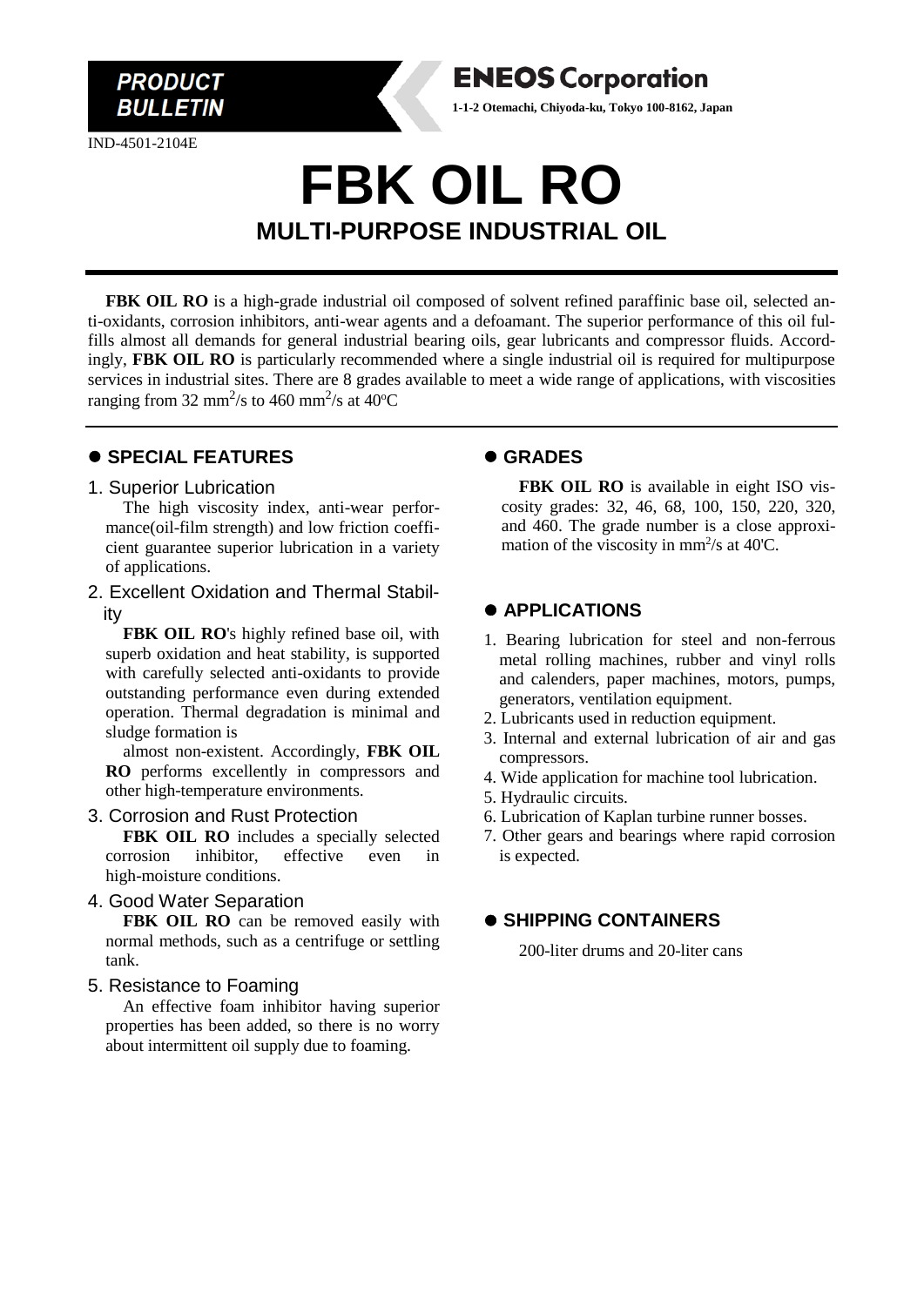PRODUCT BULLETIN

**ENEOS Corporation**

**1-1-2 Otemachi, Chiyoda-ku, Tokyo 100-8162, Japan**

IND-4501-2104E

# FBK OIL RO

## MULTI-PURPOSE INDUSTRIAL OIL

**FBK OIL RO** is a high-grade industrial oil composed of solvent refined paraffinic base oil, selected anti-oxidants, corrosion inhibitors, anti-wear agents and a defoamant. The superior performance of this oil fulfills almost all demands for general industrial bearing oils, gear lubricants and compressor fluids. Accordingly, **FBK OIL RO** is particularly recommended where a single industrial oil is required for multipurpose services in industrial sites. There are 8 grades available to meet a wide range of applications, with viscosities ranging from 32 $mm^2/s$ to 460 $mm^2/s$ at 40°C

### ● SPECIAL FEATURES

1. Superior Lubrication

   The high viscosity index, anti-wear performance(oil-film strength) and low friction coefficient guarantee superior lubrication in a variety of applications.

2. Excellent Oxidation and Thermal Stability

   **FBK OIL RO**'s highly refined base oil, with superb oxidation and heat stability, is supported with carefully selected anti-oxidants to provide outstanding performance even during extended operation. Thermal degradation is minimal and sludge formation is

   almost non-existent. Accordingly, **FBK OIL RO** performs excellently in compressors and other high-temperature environments.

3. Corrosion and Rust Protection

   **FBK OIL RO** includes a specially selected corrosion inhibitor, effective even in high-moisture conditions.

4. Good Water Separation

   **FBK OIL RO** can be removed easily with normal methods, such as a centrifuge or settling tank.

5. Resistance to Foaming

   An effective foam inhibitor having superior properties has been added, so there is no worry about intermittent oil supply due to foaming.

### ● GRADES

**FBK OIL RO** is available in eight ISO viscosity grades: 32, 46, 68, 100, 150, 220, 320, and 460. The grade number is a close approximation of the viscosity in $mm^2/s$ at 40'C.

### ● APPLICATIONS

1. Bearing lubrication for steel and non-ferrous metal rolling machines, rubber and vinyl rolls and calenders, paper machines, motors, pumps, generators, ventilation equipment.
2. Lubricants used in reduction equipment.
3. Internal and external lubrication of air and gas compressors.
4. Wide application for machine tool lubrication.
5. Hydraulic circuits.
6. Lubrication of Kaplan turbine runner bosses.
7. Other gears and bearings where rapid corrosion is expected.

### ● SHIPPING CONTAINERS

200-liter drums and 20-liter cans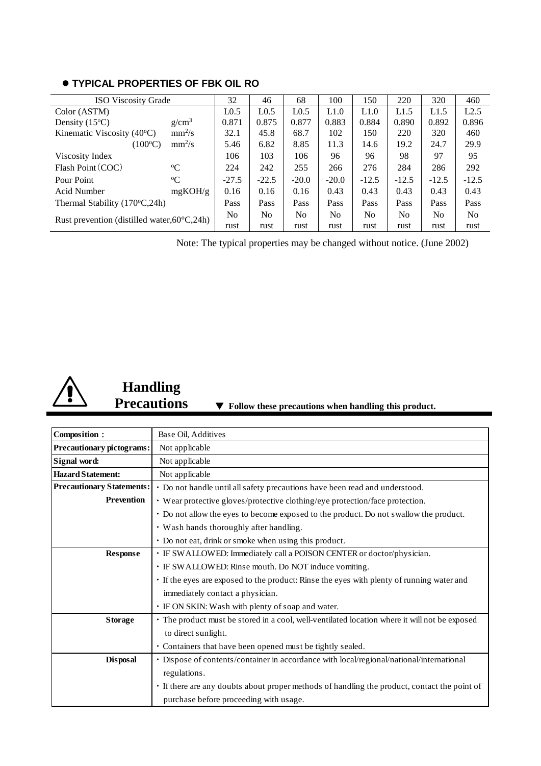## ● TYPICAL PROPERTIES OF FBK OIL RO

| ISO Viscosity Grade | | 32 | 46 | 68 | 100 | 150 | 220 | 320 | 460 |
|---|---|---|---|---|---|---|---|---|---|
| Color (ASTM) | | L0.5 | L0.5 | L0.5 | L1.0 | L1.0 | L1.5 | L1.5 | L2.5 |
| Density (15°C) | $g/cm^3$ | 0.871 | 0.875 | 0.877 | 0.883 | 0.884 | 0.890 | 0.892 | 0.896 |
| Kinematic Viscosity (40°C) | $mm^2/s$ | 32.1 | 45.8 | 68.7 | 102 | 150 | 220 | 320 | 460 |
| (100°C) | $mm^2/s$ | 5.46 | 6.82 | 8.85 | 11.3 | 14.6 | 19.2 | 24.7 | 29.9 |
| Viscosity Index | | 106 | 103 | 106 | 96 | 96 | 98 | 97 | 95 |
| Flash Point (COC) | °C | 224 | 242 | 255 | 266 | 276 | 284 | 286 | 292 |
| Pour Point | °C | -27.5 | -22.5 | -20.0 | -20.0 | -12.5 | -12.5 | -12.5 | -12.5 |
| Acid Number | mgKOH/g | 0.16 | 0.16 | 0.16 | 0.43 | 0.43 | 0.43 | 0.43 | 0.43 |
| Thermal Stability (170°C,24h) | | Pass | Pass | Pass | Pass | Pass | Pass | Pass | Pass |
| Rust prevention (distilled water,60°C,24h) | | No rust | No rust | No rust | No rust | No rust | No rust | No rust | No rust |

Note: The typical properties may be changed without notice. (June 2002)

## Handling Precautions

▼ **Follow these precautions when handling this product.**

| | |
|---|---|
| **Composition :** | Base Oil, Additives |
| **Precautionary pictograms:** | Not applicable |
| **Signal word:** | Not applicable |
| **Hazard Statement:** | Not applicable |
| **Precautionary Statements:** **Prevention** | ・Do not handle until all safety precautions have been read and understood.<br>・Wear protective gloves/protective clothing/eye protection/face protection.<br>・Do not allow the eyes to become exposed to the product. Do not swallow the product.<br>・Wash hands thoroughly after handling.<br>・Do not eat, drink or smoke when using this product. |
| **Response** | ・IF SWALLOWED: Immediately call a POISON CENTER or doctor/physician.<br>・IF SWALLOWED: Rinse mouth. Do NOT induce vomiting.<br>・If the eyes are exposed to the product: Rinse the eyes with plenty of running water and immediately contact a physician.<br>・IF ON SKIN: Wash with plenty of soap and water. |
| **Storage** | ・The product must be stored in a cool, well-ventilated location where it will not be exposed to direct sunlight.<br>・Containers that have been opened must be tightly sealed. |
| **Disposal** | ・Dispose of contents/container in accordance with local/regional/national/international regulations.<br>・If there are any doubts about proper methods of handling the product, contact the point of purchase before proceeding with usage. |